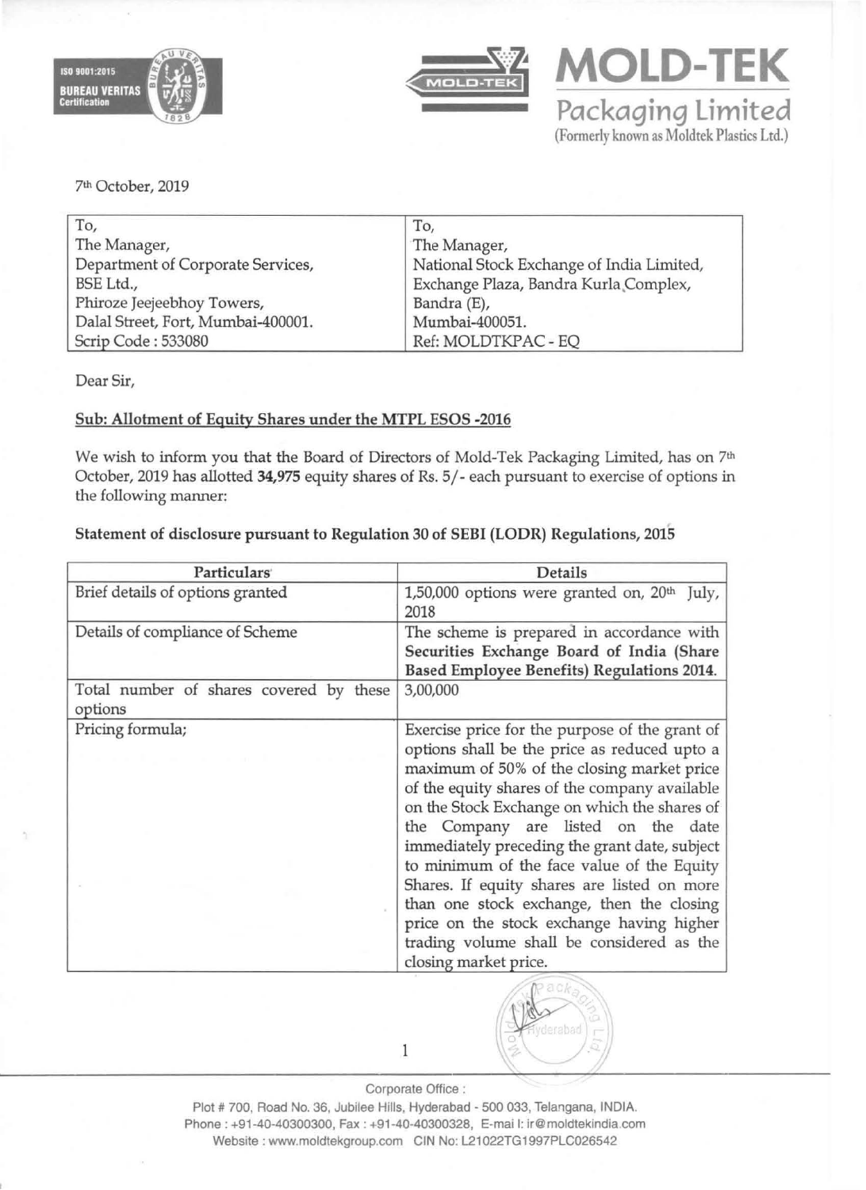**MOLD-TEK**
**Packaging Limited**
(Formerly known as Moldtek Plastics Ltd.)

7th October, 2019

| To, | To, |
| --- | --- |
| The Manager, | The Manager, |
| Department of Corporate Services, | National Stock Exchange of India Limited, |
| BSE Ltd., | Exchange Plaza, Bandra Kurla Complex, |
| Phiroze Jeejeebhoy Towers, | Bandra (E), |
| Dalal Street, Fort, Mumbai-400001. | Mumbai-400051. |
| Scrip Code : 533080 | Ref: MOLDTKPAC - EQ |

Dear Sir,

**Sub: Allotment of Equity Shares under the MTPL ESOS -2016**

We wish to inform you that the Board of Directors of Mold-Tek Packaging Limited, has on 7th October, 2019 has allotted **34,975** equity shares of Rs. 5/- each pursuant to exercise of options in the following manner:

**Statement of disclosure pursuant to Regulation 30 of SEBI (LODR) Regulations, 2015**

| Particulars | Details |
| --- | --- |
| Brief details of options granted | 1,50,000 options were granted on, 20th July, 2018 |
| Details of compliance of Scheme | The scheme is prepared in accordance with **Securities Exchange Board of India (Share Based Employee Benefits) Regulations 2014.** |
| Total number of shares covered by these options | 3,00,000 |
| Pricing formula; | Exercise price for the purpose of the grant of options shall be the price as reduced upto a maximum of 50% of the closing market price of the equity shares of the company available on the Stock Exchange on which the shares of the Company are listed on the date immediately preceding the grant date, subject to minimum of the face value of the Equity Shares. If equity shares are listed on more than one stock exchange, then the closing price on the stock exchange having higher trading volume shall be considered as the closing market price. |

Corporate Office :
Plot # 700, Road No. 36, Jubilee Hills, Hyderabad - 500 033, Telangana, INDIA.
Phone : +91-40-40300300, Fax : +91-40-40300328, E-mail: ir@moldtekindia.com
Website : www.moldtekgroup.com CIN No: L21022TG1997PLC026542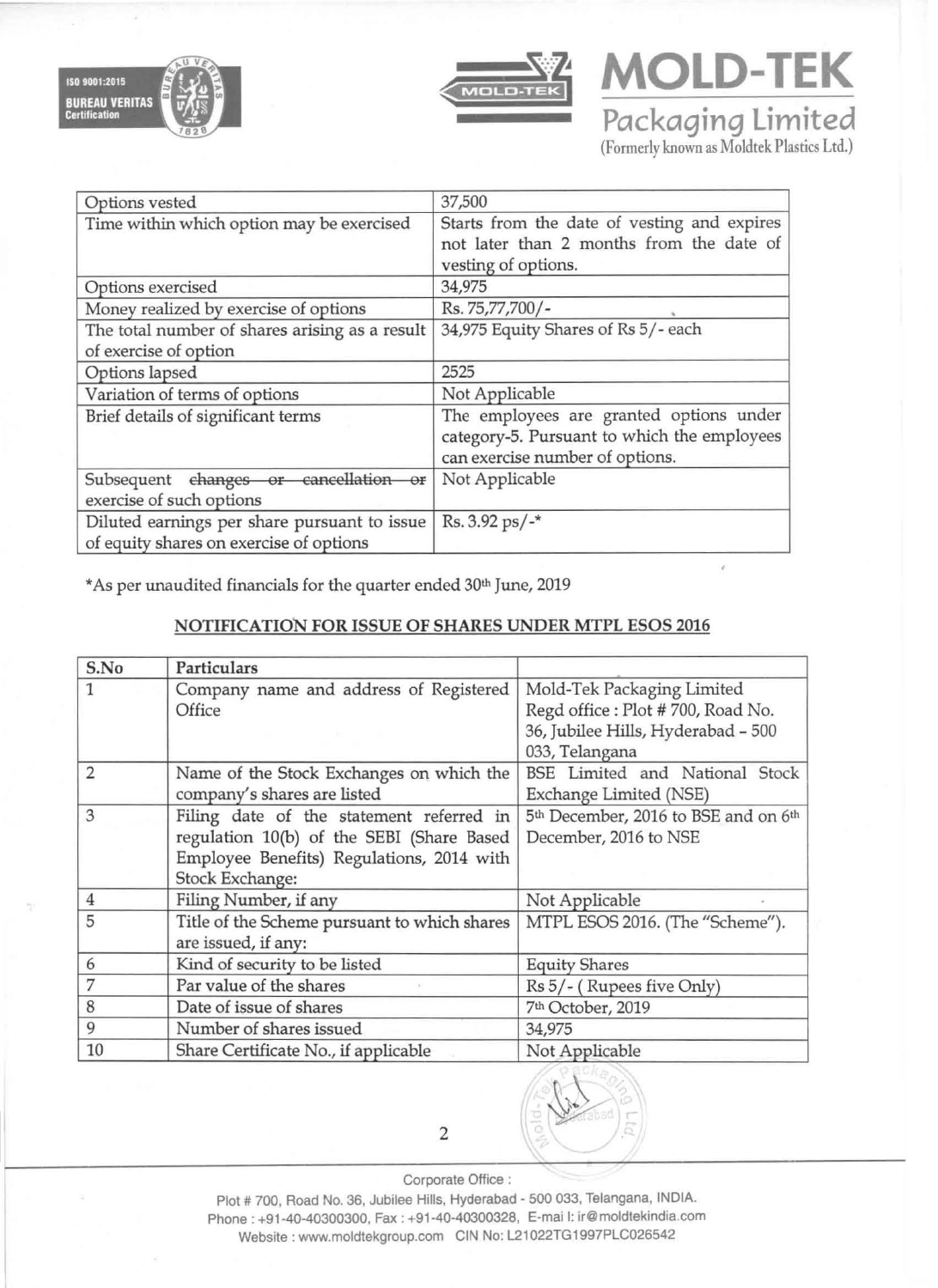| Options vested | 37,500 |
|---|---|
| Time within which option may be exercised | Starts from the date of vesting and expires not later than 2 months from the date of vesting of options. |
| Options exercised | 34,975 |
| Money realized by exercise of options | Rs. 75,77,700/- |
| The total number of shares arising as a result of exercise of option | 34,975 Equity Shares of Rs 5/- each |
| Options lapsed | 2525 |
| Variation of terms of options | Not Applicable |
| Brief details of significant terms | The employees are granted options under category-5. Pursuant to which the employees can exercise number of options. |
| Subsequent ~~changes or cancellation or~~ exercise of such options | Not Applicable |
| Diluted earnings per share pursuant to issue of equity shares on exercise of options | Rs. 3.92 ps/-* |

*As per unaudited financials for the quarter ended 30th June, 2019

## NOTIFICATION FOR ISSUE OF SHARES UNDER MTPL ESOS 2016

| S.No | Particulars | |
|---|---|---|
| 1 | Company name and address of Registered Office | Mold-Tek Packaging Limited<br>Regd office : Plot # 700, Road No. 36, Jubilee Hills, Hyderabad - 500 033, Telangana |
| 2 | Name of the Stock Exchanges on which the company's shares are listed | BSE Limited and National Stock Exchange Limited (NSE) |
| 3 | Filing date of the statement referred in regulation 10(b) of the SEBI (Share Based Employee Benefits) Regulations, 2014 with Stock Exchange: | 5th December, 2016 to BSE and on 6th December, 2016 to NSE |
| 4 | Filing Number, if any | Not Applicable |
| 5 | Title of the Scheme pursuant to which shares are issued, if any: | MTPL ESOS 2016. (The "Scheme"). |
| 6 | Kind of security to be listed | Equity Shares |
| 7 | Par value of the shares | Rs 5/- ( Rupees five Only) |
| 8 | Date of issue of shares | 7th October, 2019 |
| 9 | Number of shares issued | 34,975 |
| 10 | Share Certificate No., if applicable | Not Applicable |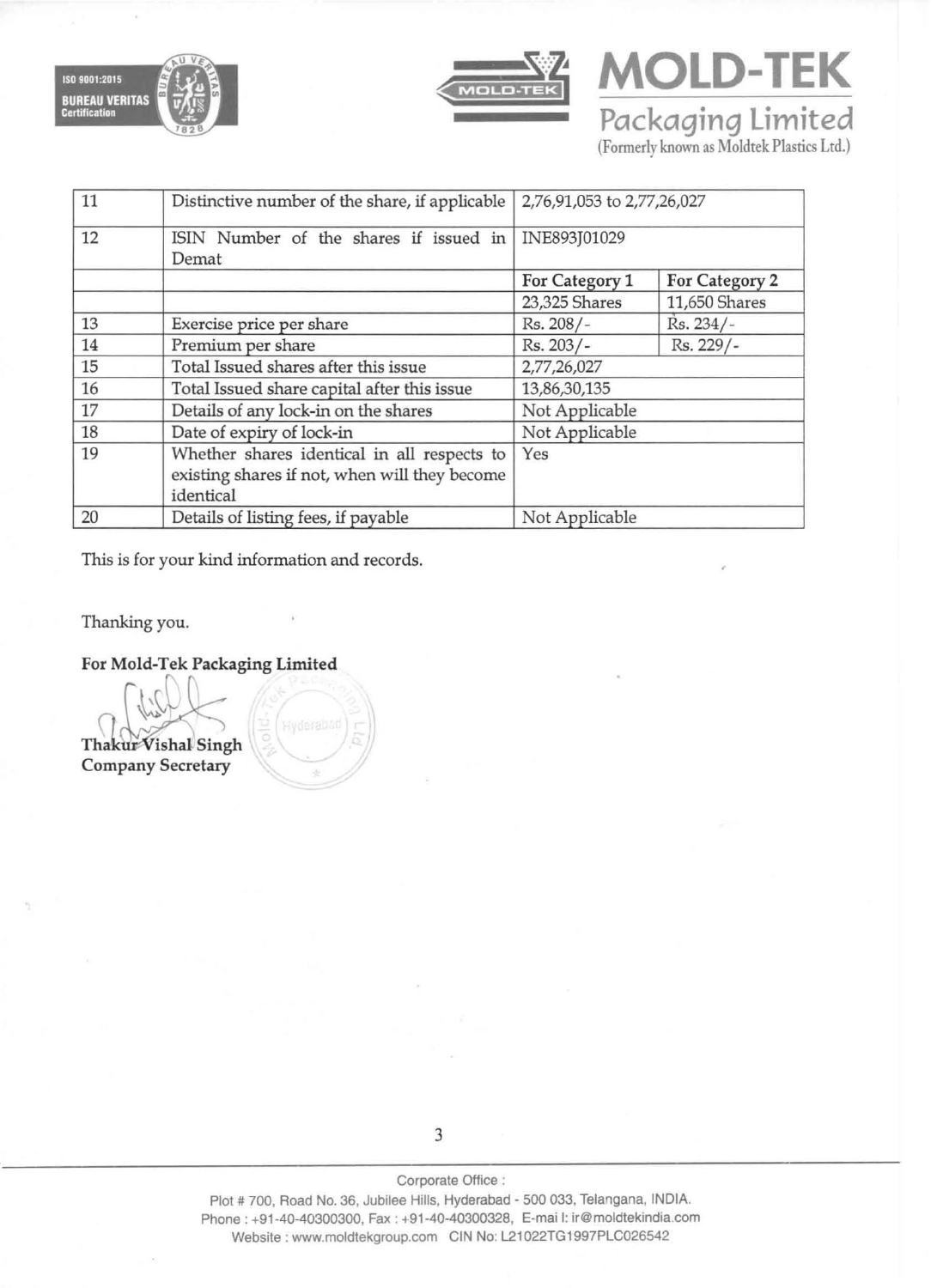| | | | |
|---|---|---|---|
| 11 | Distinctive number of the share, if applicable | 2,76,91,053 to 2,77,26,027 | |
| 12 | ISIN Number of the shares if issued in Demat | INE893J01029 | |
| | | For Category 1 | For Category 2 |
| | | 23,325 Shares | 11,650 Shares |
| 13 | Exercise price per share | Rs. 208/- | Rs. 234/- |
| 14 | Premium per share | Rs. 203/- | Rs. 229/- |
| 15 | Total Issued shares after this issue | 2,77,26,027 | |
| 16 | Total Issued share capital after this issue | 13,86,30,135 | |
| 17 | Details of any lock-in on the shares | Not Applicable | |
| 18 | Date of expiry of lock-in | Not Applicable | |
| 19 | Whether shares identical in all respects to existing shares if not, when will they become identical | Yes | |
| 20 | Details of listing fees, if payable | Not Applicable | |

This is for your kind information and records.

Thanking you.

**For Mold-Tek Packaging Limited**

**Thakur Vishal Singh**
**Company Secretary**

Corporate Office :
Plot # 700, Road No. 36, Jubilee Hills, Hyderabad - 500 033, Telangana, INDIA.
Phone : +91-40-40300300, Fax : +91-40-40300328, E-mail: ir@moldtekindia.com
Website : www.moldtekgroup.com CIN No: L21022TG1997PLC026542